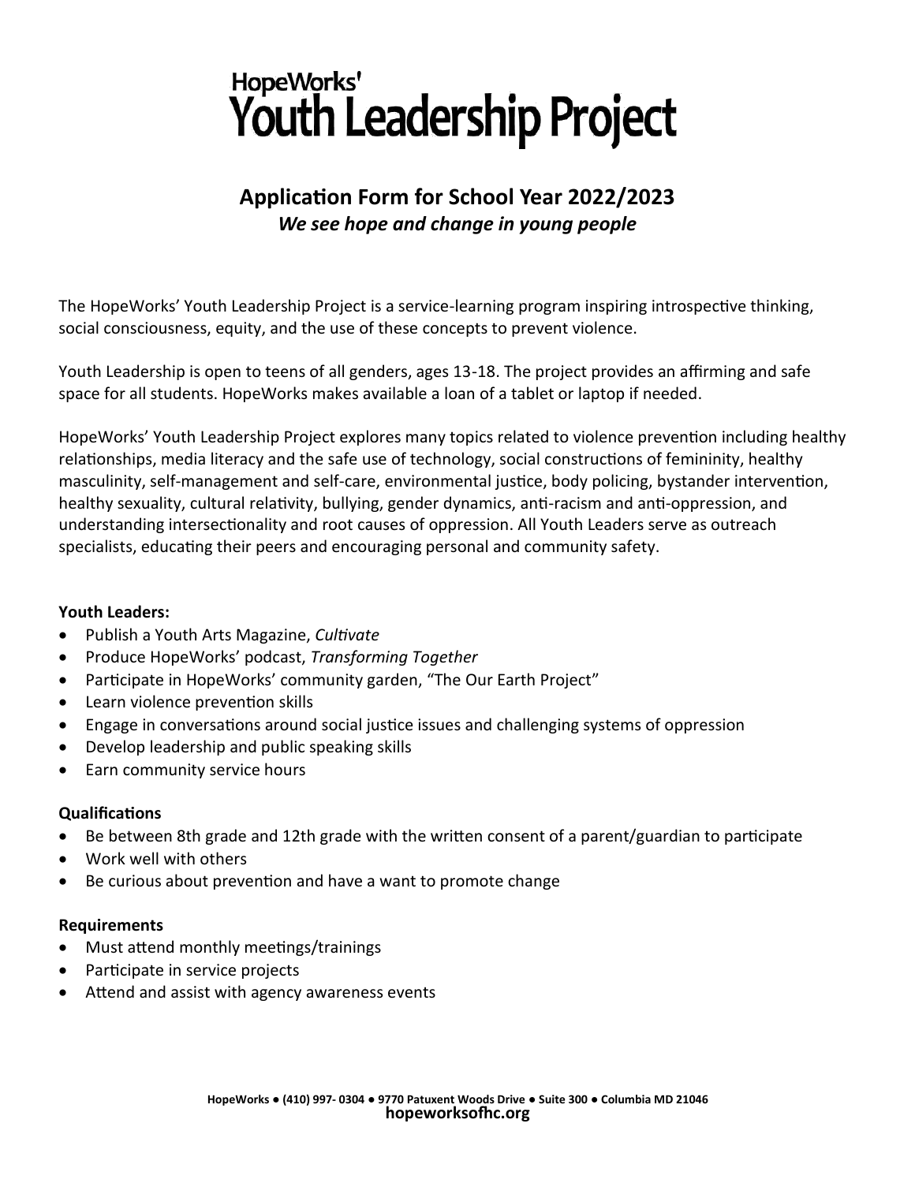# HopeWorks' Youth Leadership Project

## Application Form for School Year 2022/2023

***We see hope and change in young people***

The HopeWorks' Youth Leadership Project is a service-learning program inspiring introspective thinking, social consciousness, equity, and the use of these concepts to prevent violence.

Youth Leadership is open to teens of all genders, ages 13-18. The project provides an affirming and safe space for all students. HopeWorks makes available a loan of a tablet or laptop if needed.

HopeWorks' Youth Leadership Project explores many topics related to violence prevention including healthy relationships, media literacy and the safe use of technology, social constructions of femininity, healthy masculinity, self-management and self-care, environmental justice, body policing, bystander intervention, healthy sexuality, cultural relativity, bullying, gender dynamics, anti-racism and anti-oppression, and understanding intersectionality and root causes of oppression. All Youth Leaders serve as outreach specialists, educating their peers and encouraging personal and community safety.

**Youth Leaders:**

- Publish a Youth Arts Magazine, *Cultivate*
- Produce HopeWorks' podcast, *Transforming Together*
- Participate in HopeWorks' community garden, "The Our Earth Project"
- Learn violence prevention skills
- Engage in conversations around social justice issues and challenging systems of oppression
- Develop leadership and public speaking skills
- Earn community service hours

**Qualifications**

- Be between 8th grade and 12th grade with the written consent of a parent/guardian to participate
- Work well with others
- Be curious about prevention and have a want to promote change

**Requirements**

- Must attend monthly meetings/trainings
- Participate in service projects
- Attend and assist with agency awareness events

HopeWorks ● (410) 997- 0304 ● 9770 Patuxent Woods Drive ● Suite 300 ● Columbia MD 21046
**hopeworksofhc.org**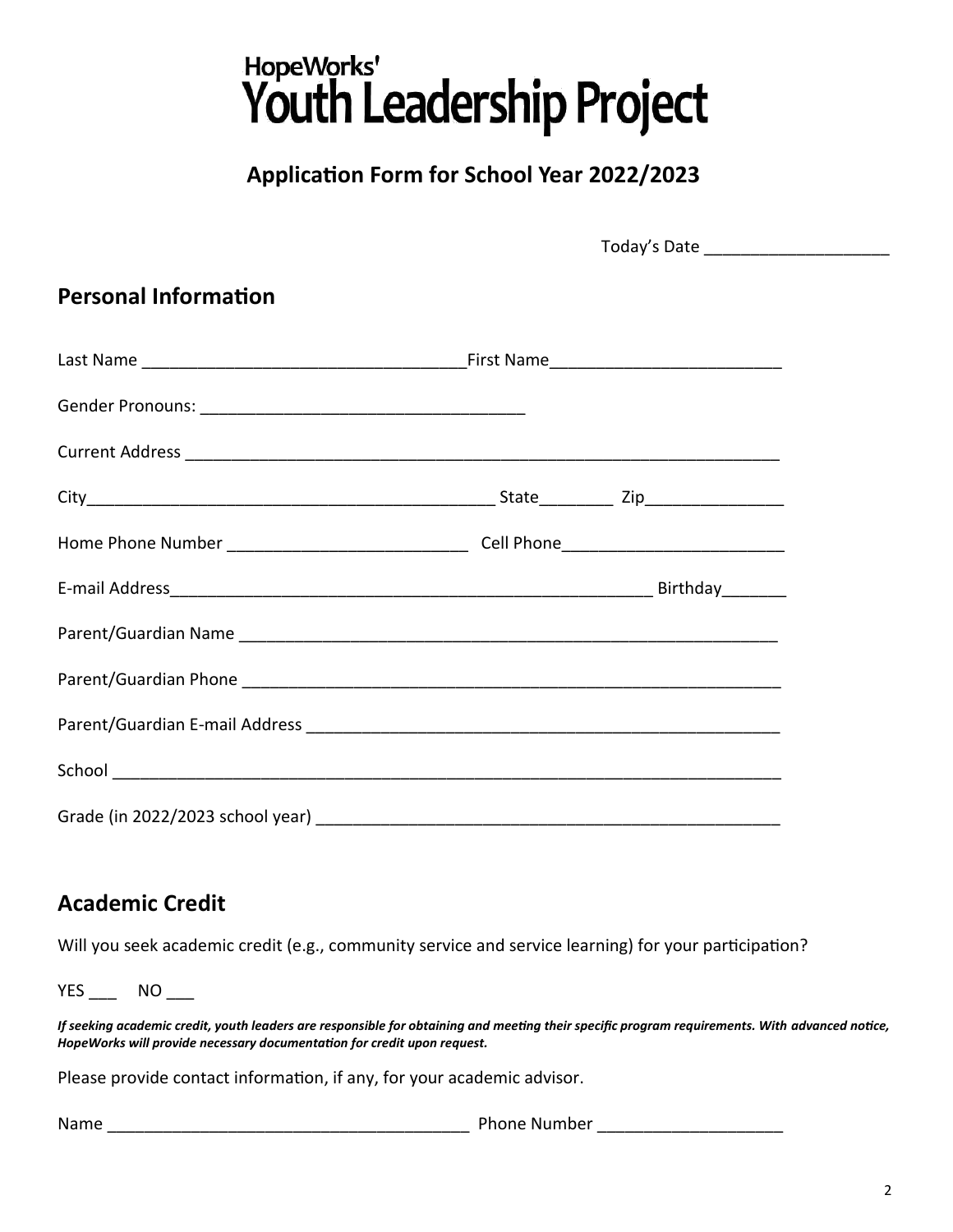# HopeWorks' Youth Leadership Project

## Application Form for School Year 2022/2023

Today's Date ____________________

## Personal Information

Last Name ___________________________________First Name_________________________

Gender Pronouns: ___________________________________

Current Address _____________________________________________________________________

City______________________________________________ State________ Zip_______________

Home Phone Number __________________________ Cell Phone________________________

E-mail Address_____________________________________________________ Birthday_______

Parent/Guardian Name _____________________________________________________________

Parent/Guardian Phone _____________________________________________________________

Parent/Guardian E-mail Address _____________________________________________________

School ___________________________________________________________________________

Grade (in 2022/2023 school year) ____________________________________________________

## Academic Credit

Will you seek academic credit (e.g., community service and service learning) for your participation?

YES ___ NO ___

***If seeking academic credit, youth leaders are responsible for obtaining and meeting their specific program requirements. With advanced notice, HopeWorks will provide necessary documentation for credit upon request.***

Please provide contact information, if any, for your academic advisor.

Name _______________________________________ Phone Number ____________________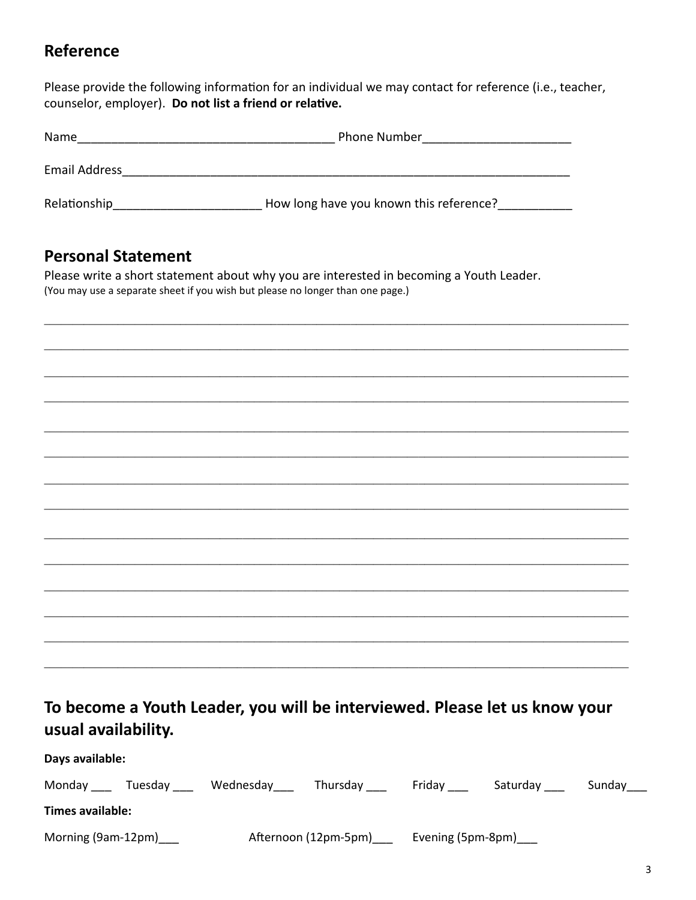## Reference

Please provide the following information for an individual we may contact for reference (i.e., teacher, counselor, employer). **Do not list a friend or relative.**

Name_____________________________________ Phone Number_____________________

Email Address_____________________________________________________________

Relationship_____________________ How long have you known this reference?__________

## Personal Statement

Please write a short statement about why you are interested in becoming a Youth Leader.
(You may use a separate sheet if you wish but please no longer than one page.)

_____________________________________________________________________________________

_____________________________________________________________________________________

_____________________________________________________________________________________

_____________________________________________________________________________________

_____________________________________________________________________________________

_____________________________________________________________________________________

_____________________________________________________________________________________

_____________________________________________________________________________________

_____________________________________________________________________________________

_____________________________________________________________________________________

_____________________________________________________________________________________

_____________________________________________________________________________________

_____________________________________________________________________________________

_____________________________________________________________________________________

## To become a Youth Leader, you will be interviewed. Please let us know your usual availability.

**Days available:**

Monday ___ Tuesday ___ Wednesday___ Thursday ___ Friday ___ Saturday ___ Sunday___

**Times available:**

Morning (9am-12pm)___ Afternoon (12pm-5pm)___ Evening (5pm-8pm)___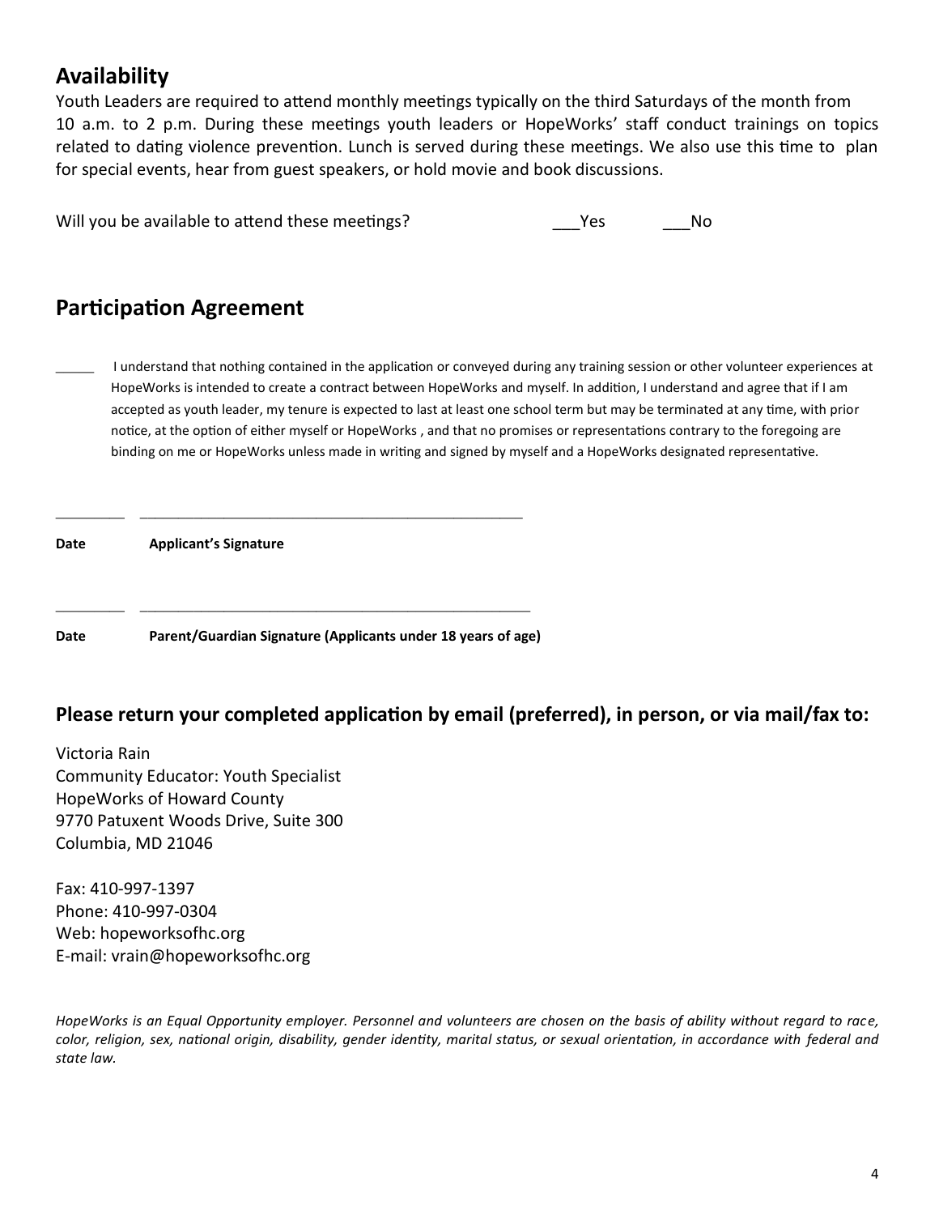## Availability

Youth Leaders are required to attend monthly meetings typically on the third Saturdays of the month from 10 a.m. to 2 p.m. During these meetings youth leaders or HopeWorks' staff conduct trainings on topics related to dating violence prevention. Lunch is served during these meetings. We also use this time to plan for special events, hear from guest speakers, or hold movie and book discussions.

Will you be available to attend these meetings? ___Yes ___No

## Participation Agreement

_____ I understand that nothing contained in the application or conveyed during any training session or other volunteer experiences at HopeWorks is intended to create a contract between HopeWorks and myself. In addition, I understand and agree that if I am accepted as youth leader, my tenure is expected to last at least one school term but may be terminated at any time, with prior notice, at the option of either myself or HopeWorks , and that no promises or representations contrary to the foregoing are binding on me or HopeWorks unless made in writing and signed by myself and a HopeWorks designated representative.

_________ ____________________________________________________

**Date** **Applicant's Signature**

_________ ____________________________________________________

**Date** **Parent/Guardian Signature (Applicants under 18 years of age)**

### Please return your completed application by email (preferred), in person, or via mail/fax to:

Victoria Rain
Community Educator: Youth Specialist
HopeWorks of Howard County
9770 Patuxent Woods Drive, Suite 300
Columbia, MD 21046

Fax: 410-997-1397
Phone: 410-997-0304
Web: hopeworksofhc.org
E-mail: vrain@hopeworksofhc.org

*HopeWorks is an Equal Opportunity employer. Personnel and volunteers are chosen on the basis of ability without regard to race, color, religion, sex, national origin, disability, gender identity, marital status, or sexual orientation, in accordance with federal and state law.*